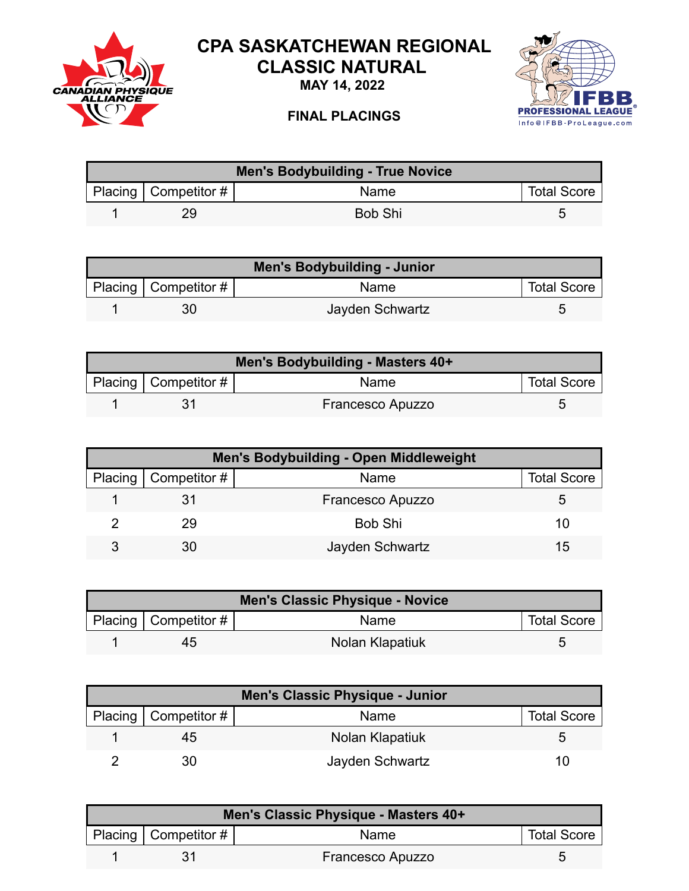# CPA SASKATCHEWAN REGIONAL CLASSIC NATURAL

**MAY 14, 2022**

**FINAL PLACINGS**

| Men's Bodybuilding - True Novice | | | |
|---|---|---|---|
| Placing | Competitor # | Name | Total Score |
| 1 | 29 | Bob Shi | 5 |

| Men's Bodybuilding - Junior | | | |
|---|---|---|---|
| Placing | Competitor # | Name | Total Score |
| 1 | 30 | Jayden Schwartz | 5 |

| Men's Bodybuilding - Masters 40+ | | | |
|---|---|---|---|
| Placing | Competitor # | Name | Total Score |
| 1 | 31 | Francesco Apuzzo | 5 |

| Men's Bodybuilding - Open Middleweight | | | |
|---|---|---|---|
| Placing | Competitor # | Name | Total Score |
| 1 | 31 | Francesco Apuzzo | 5 |
| 2 | 29 | Bob Shi | 10 |
| 3 | 30 | Jayden Schwartz | 15 |

| Men's Classic Physique - Novice | | | |
|---|---|---|---|
| Placing | Competitor # | Name | Total Score |
| 1 | 45 | Nolan Klapatiuk | 5 |

| Men's Classic Physique - Junior | | | |
|---|---|---|---|
| Placing | Competitor # | Name | Total Score |
| 1 | 45 | Nolan Klapatiuk | 5 |
| 2 | 30 | Jayden Schwartz | 10 |

| Men's Classic Physique - Masters 40+ | | | |
|---|---|---|---|
| Placing | Competitor # | Name | Total Score |
| 1 | 31 | Francesco Apuzzo | 5 |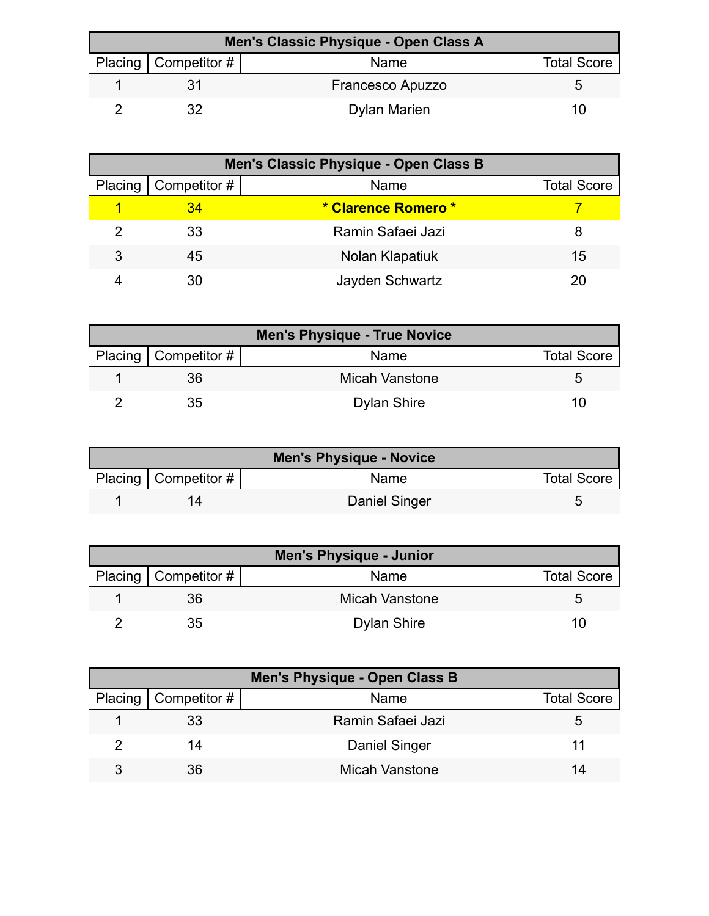| Men's Classic Physique - Open Class A | | | |
|---|---|---|---|
| Placing | Competitor # | Name | Total Score |
| 1 | 31 | Francesco Apuzzo | 5 |
| 2 | 32 | Dylan Marien | 10 |

| Men's Classic Physique - Open Class B | | | |
|---|---|---|---|
| Placing | Competitor # | Name | Total Score |
| **1** | **34** | *** Clarence Romero *** | **7** |
| 2 | 33 | Ramin Safaei Jazi | 8 |
| 3 | 45 | Nolan Klapatiuk | 15 |
| 4 | 30 | Jayden Schwartz | 20 |

| Men's Physique - True Novice | | | |
|---|---|---|---|
| Placing | Competitor # | Name | Total Score |
| 1 | 36 | Micah Vanstone | 5 |
| 2 | 35 | Dylan Shire | 10 |

| Men's Physique - Novice | | | |
|---|---|---|---|
| Placing | Competitor # | Name | Total Score |
| 1 | 14 | Daniel Singer | 5 |

| Men's Physique - Junior | | | |
|---|---|---|---|
| Placing | Competitor # | Name | Total Score |
| 1 | 36 | Micah Vanstone | 5 |
| 2 | 35 | Dylan Shire | 10 |

| Men's Physique - Open Class B | | | |
|---|---|---|---|
| Placing | Competitor # | Name | Total Score |
| 1 | 33 | Ramin Safaei Jazi | 5 |
| 2 | 14 | Daniel Singer | 11 |
| 3 | 36 | Micah Vanstone | 14 |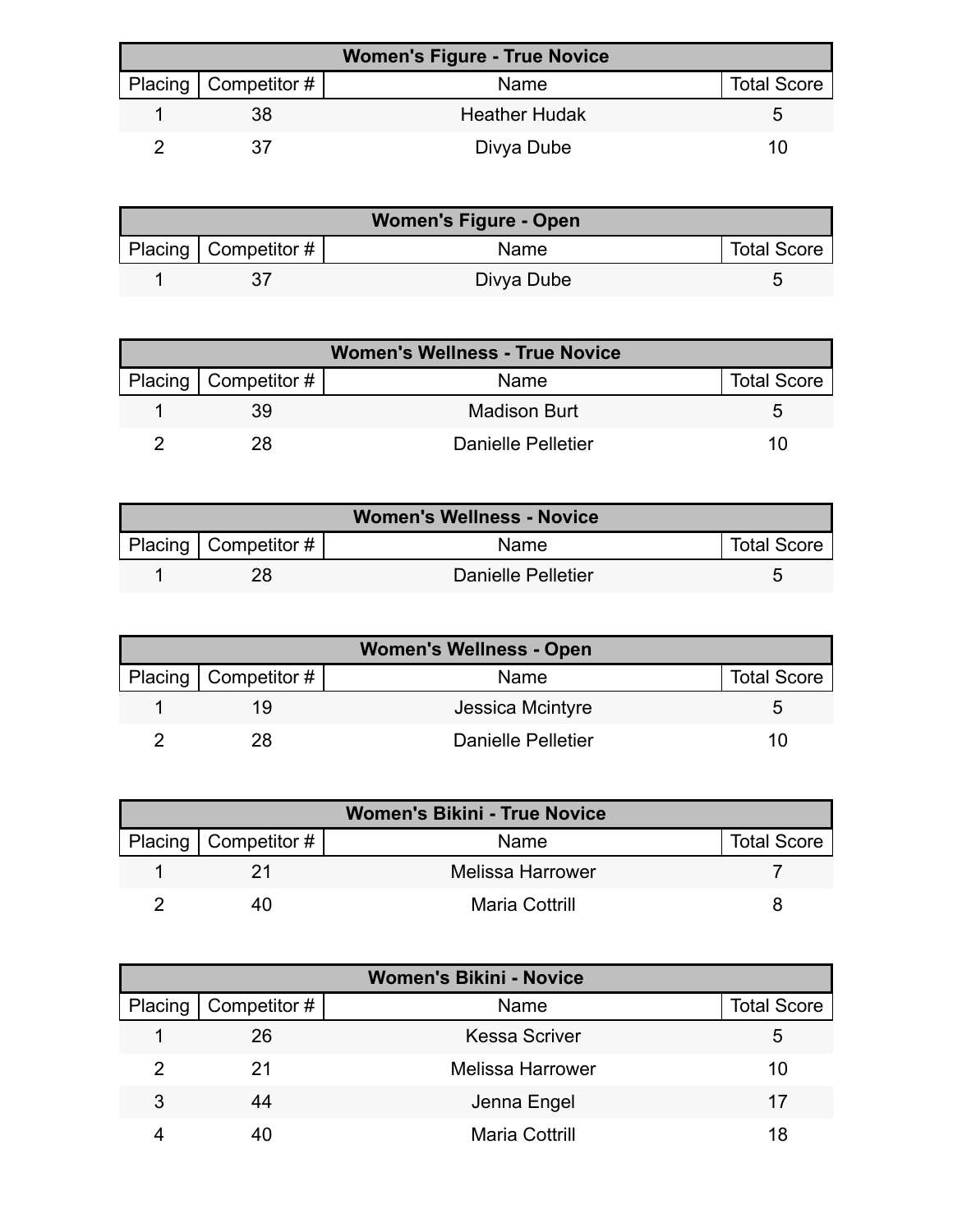| Women's Figure - True Novice | | | |
|---|---|---|---|
| Placing | Competitor # | Name | Total Score |
| 1 | 38 | Heather Hudak | 5 |
| 2 | 37 | Divya Dube | 10 |

| Women's Figure - Open | | | |
|---|---|---|---|
| Placing | Competitor # | Name | Total Score |
| 1 | 37 | Divya Dube | 5 |

| Women's Wellness - True Novice | | | |
|---|---|---|---|
| Placing | Competitor # | Name | Total Score |
| 1 | 39 | Madison Burt | 5 |
| 2 | 28 | Danielle Pelletier | 10 |

| Women's Wellness - Novice | | | |
|---|---|---|---|
| Placing | Competitor # | Name | Total Score |
| 1 | 28 | Danielle Pelletier | 5 |

| Women's Wellness - Open | | | |
|---|---|---|---|
| Placing | Competitor # | Name | Total Score |
| 1 | 19 | Jessica Mcintyre | 5 |
| 2 | 28 | Danielle Pelletier | 10 |

| Women's Bikini - True Novice | | | |
|---|---|---|---|
| Placing | Competitor # | Name | Total Score |
| 1 | 21 | Melissa Harrower | 7 |
| 2 | 40 | Maria Cottrill | 8 |

| Women's Bikini - Novice | | | |
|---|---|---|---|
| Placing | Competitor # | Name | Total Score |
| 1 | 26 | Kessa Scriver | 5 |
| 2 | 21 | Melissa Harrower | 10 |
| 3 | 44 | Jenna Engel | 17 |
| 4 | 40 | Maria Cottrill | 18 |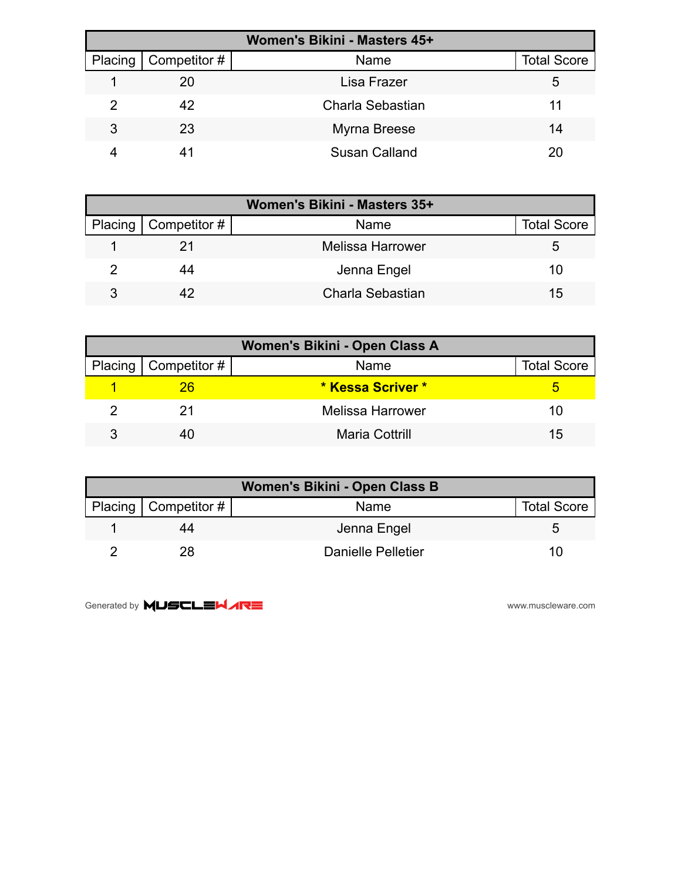| Women's Bikini - Masters 45+ | | | |
|---|---|---|---|
| Placing | Competitor # | Name | Total Score |
| 1 | 20 | Lisa Frazer | 5 |
| 2 | 42 | Charla Sebastian | 11 |
| 3 | 23 | Myrna Breese | 14 |
| 4 | 41 | Susan Calland | 20 |

| Women's Bikini - Masters 35+ | | | |
|---|---|---|---|
| Placing | Competitor # | Name | Total Score |
| 1 | 21 | Melissa Harrower | 5 |
| 2 | 44 | Jenna Engel | 10 |
| 3 | 42 | Charla Sebastian | 15 |

| Women's Bikini - Open Class A | | | |
|---|---|---|---|
| Placing | Competitor # | Name | Total Score |
| 1 | 26 | **\* Kessa Scriver \*** | 5 |
| 2 | 21 | Melissa Harrower | 10 |
| 3 | 40 | Maria Cottrill | 15 |

| Women's Bikini - Open Class B | | | |
|---|---|---|---|
| Placing | Competitor # | Name | Total Score |
| 1 | 44 | Jenna Engel | 5 |
| 2 | 28 | Danielle Pelletier | 10 |

Generated by MUSCLEWARE www.muscleware.com